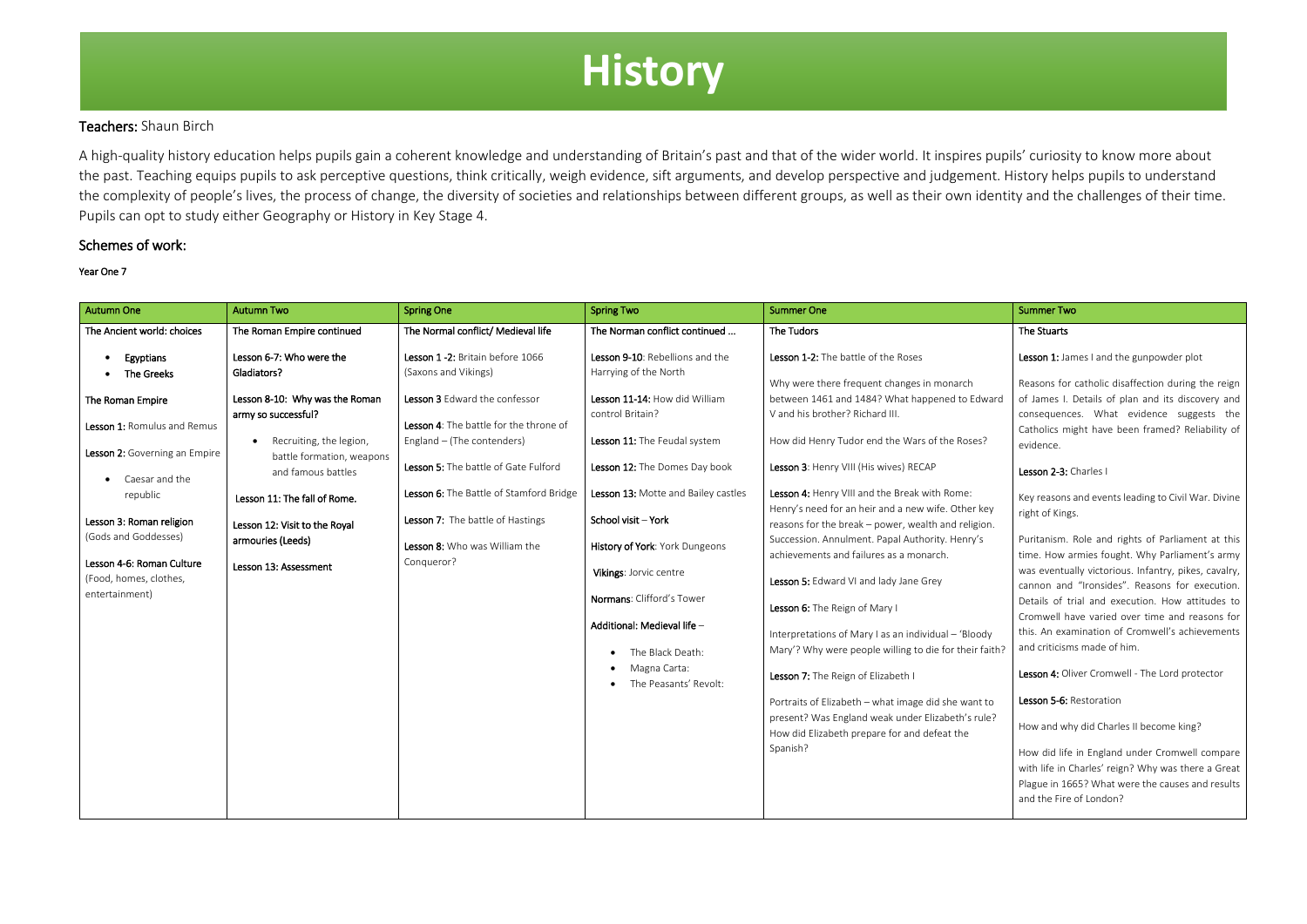# History

**Teachers:** Shaun Birch

A high-quality history education helps pupils gain a coherent knowledge and understanding of Britain's past and that of the wider world. It inspires pupils' curiosity to know more about the past. Teaching equips pupils to ask perceptive questions, think critically, weigh evidence, sift arguments, and develop perspective and judgement. History helps pupils to understand the complexity of people's lives, the process of change, the diversity of societies and relationships between different groups, as well as their own identity and the challenges of their time. Pupils can opt to study either Geography or History in Key Stage 4.

## Schemes of work:

**Year One 7**

| Autumn One | Autumn Two | Spring One | Spring Two | Summer One | Summer Two |
|---|---|---|---|---|---|
| The Ancient world: choices<br><br>• **Egyptians**<br>• **The Greeks**<br><br>**The Roman Empire**<br><br>**Lesson 1:** Romulus and Remus<br><br>**Lesson 2:** Governing an Empire<br>• Caesar and the republic<br><br>**Lesson 3: Roman religion** (Gods and Goddesses)<br><br>**Lesson 4-6: Roman Culture** (Food, homes, clothes, entertainment) | The Roman Empire continued<br><br>**Lesson 6-7: Who were the Gladiators?**<br><br>**Lesson 8-10: Why was the Roman army so successful?**<br>• Recruiting, the legion, battle formation, weapons and famous battles<br><br>**Lesson 11: The fall of Rome.**<br><br>**Lesson 12: Visit to the Royal armouries (Leeds)**<br><br>**Lesson 13: Assessment** | The Normal conflict/ Medieval life<br><br>**Lesson 1 -2:** Britain before 1066 (Saxons and Vikings)<br><br>**Lesson 3** Edward the confessor<br><br>**Lesson 4**: The battle for the throne of England – (The contenders)<br><br>**Lesson 5:** The battle of Gate Fulford<br><br>**Lesson 6:** The Battle of Stamford Bridge<br><br>**Lesson 7:** The battle of Hastings<br><br>**Lesson 8:** Who was William the Conqueror? | The Norman conflict continued …<br><br>**Lesson 9-10**: Rebellions and the Harrying of the North<br><br>**Lesson 11-14:** How did William control Britain?<br><br>**Lesson 11:** The Feudal system<br><br>**Lesson 12:** The Domes Day book<br><br>**Lesson 13:** Motte and Bailey castles<br><br>**School visit – York**<br><br>**History of York**: York Dungeons<br><br>**Vikings**: Jorvic centre<br><br>**Normans**: Clifford's Tower<br><br>**Additional: Medieval life –**<br>• The Black Death:<br>• Magna Carta:<br>• The Peasants' Revolt: | The Tudors<br><br>**Lesson 1-2:** The battle of the Roses<br><br>Why were there frequent changes in monarch between 1461 and 1484? What happened to Edward V and his brother? Richard III.<br><br>How did Henry Tudor end the Wars of the Roses?<br><br>**Lesson 3**: Henry VIII (His wives) RECAP<br><br>**Lesson 4:** Henry VIII and the Break with Rome: Henry's need for an heir and a new wife. Other key reasons for the break – power, wealth and religion. Succession. Annulment. Papal Authority. Henry's achievements and failures as a monarch.<br><br>**Lesson 5:** Edward VI and lady Jane Grey<br><br>**Lesson 6:** The Reign of Mary I<br><br>Interpretations of Mary I as an individual – 'Bloody Mary'? Why were people willing to die for their faith?<br><br>**Lesson 7:** The Reign of Elizabeth I<br><br>Portraits of Elizabeth – what image did she want to present? Was England weak under Elizabeth's rule? How did Elizabeth prepare for and defeat the Spanish? | The Stuarts<br><br>**Lesson 1:** James I and the gunpowder plot<br><br>Reasons for catholic disaffection during the reign of James I. Details of plan and its discovery and consequences. What evidence suggests the Catholics might have been framed? Reliability of evidence.<br><br>**Lesson 2-3:** Charles I<br><br>Key reasons and events leading to Civil War. Divine right of Kings.<br><br>Puritanism. Role and rights of Parliament at this time. How armies fought. Why Parliament's army was eventually victorious. Infantry, pikes, cavalry, cannon and "Ironsides". Reasons for execution. Details of trial and execution. How attitudes to Cromwell have varied over time and reasons for this. An examination of Cromwell's achievements and criticisms made of him.<br><br>**Lesson 4:** Oliver Cromwell - The Lord protector<br><br>**Lesson 5-6:** Restoration<br><br>How and why did Charles II become king?<br><br>How did life in England under Cromwell compare with life in Charles' reign? Why was there a Great Plague in 1665? What were the causes and results and the Fire of London? |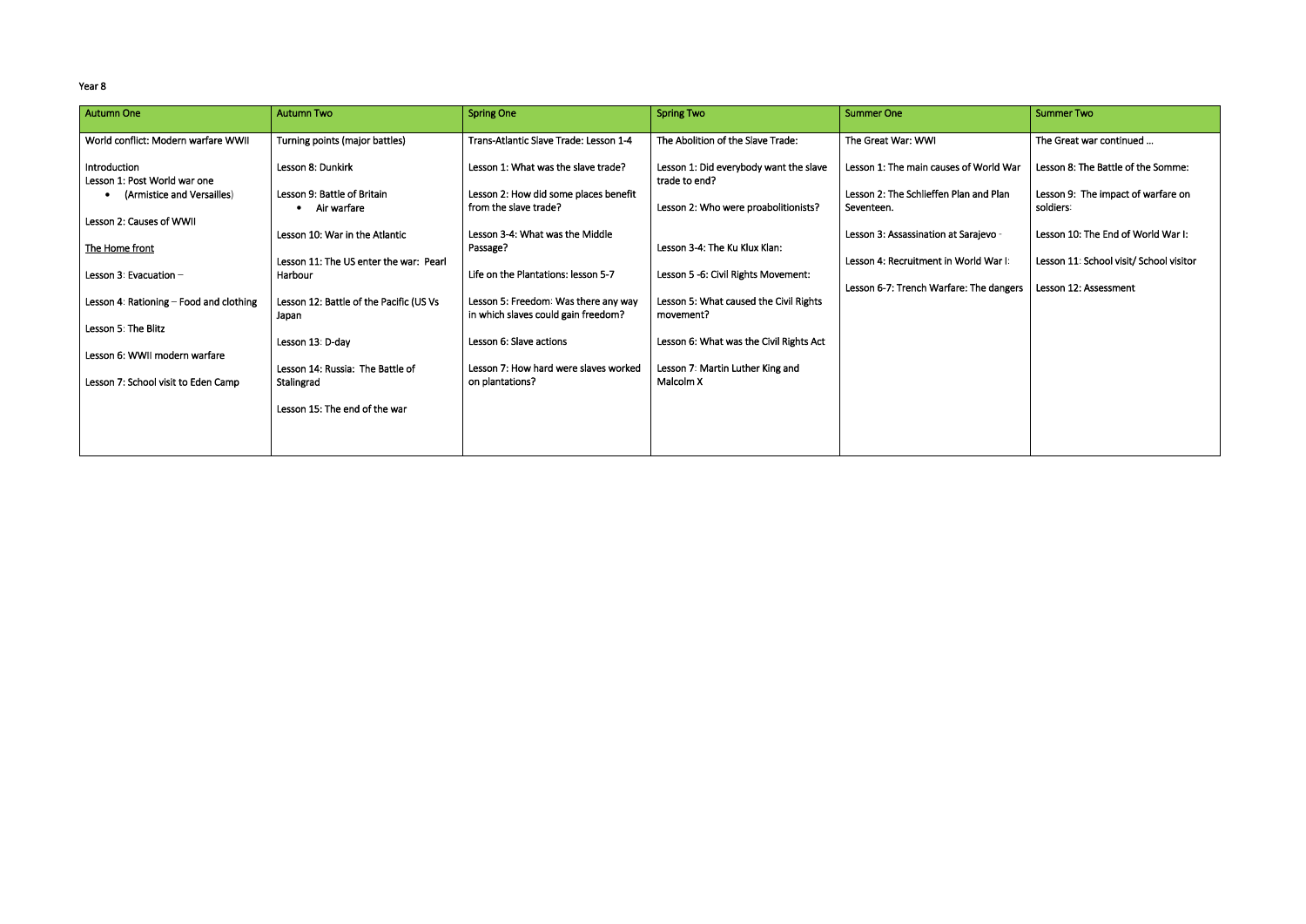Year 8

| Autumn One | Autumn Two | Spring One | Spring Two | Summer One | Summer Two |
|---|---|---|---|---|---|
| World conflict: Modern warfare WWII<br><br>Introduction<br>Lesson 1: Post World war one<br>• (Armistice and Versailles)<br><br>Lesson 2: Causes of WWII<br><br><u>The Home front</u><br><br>Lesson 3: Evacuation –<br><br>Lesson 4: Rationing – Food and clothing<br><br>Lesson 5: The Blitz<br><br>Lesson 6: WWII modern warfare<br><br>Lesson 7: School visit to Eden Camp | Turning points (major battles)<br><br>Lesson 8: Dunkirk<br><br>Lesson 9: Battle of Britain<br>• Air warfare<br><br>Lesson 10: War in the Atlantic<br><br>Lesson 11: The US enter the war: Pearl Harbour<br><br>Lesson 12: Battle of the Pacific (US Vs Japan<br><br>Lesson 13: D-day<br><br>Lesson 14: Russia: The Battle of Stalingrad<br><br>Lesson 15: The end of the war | Trans-Atlantic Slave Trade: Lesson 1-4<br><br>Lesson 1: What was the slave trade?<br><br>Lesson 2: How did some places benefit from the slave trade?<br><br>Lesson 3-4: What was the Middle Passage?<br><br>Life on the Plantations: lesson 5-7<br><br>Lesson 5: Freedom: Was there any way in which slaves could gain freedom?<br><br>Lesson 6: Slave actions<br><br>Lesson 7: How hard were slaves worked on plantations? | The Abolition of the Slave Trade:<br><br>Lesson 1: Did everybody want the slave trade to end?<br><br>Lesson 2: Who were proabolitionists?<br><br>Lesson 3-4: The Ku Klux Klan:<br><br>Lesson 5 -6: Civil Rights Movement:<br><br>Lesson 5: What caused the Civil Rights movement?<br><br>Lesson 6: What was the Civil Rights Act<br><br>Lesson 7: Martin Luther King and Malcolm X | The Great War: WWI<br><br>Lesson 1: The main causes of World War<br><br>Lesson 2: The Schlieffen Plan and Plan Seventeen.<br><br>Lesson 3: Assassination at Sarajevo -<br><br>Lesson 4: Recruitment in World War I:<br><br>Lesson 6-7: Trench Warfare: The dangers | The Great war continued …<br><br>Lesson 8: The Battle of the Somme:<br><br>Lesson 9: The impact of warfare on soldiers:<br><br>Lesson 10: The End of World War I:<br><br>Lesson 11: School visit/ School visitor<br><br>Lesson 12: Assessment |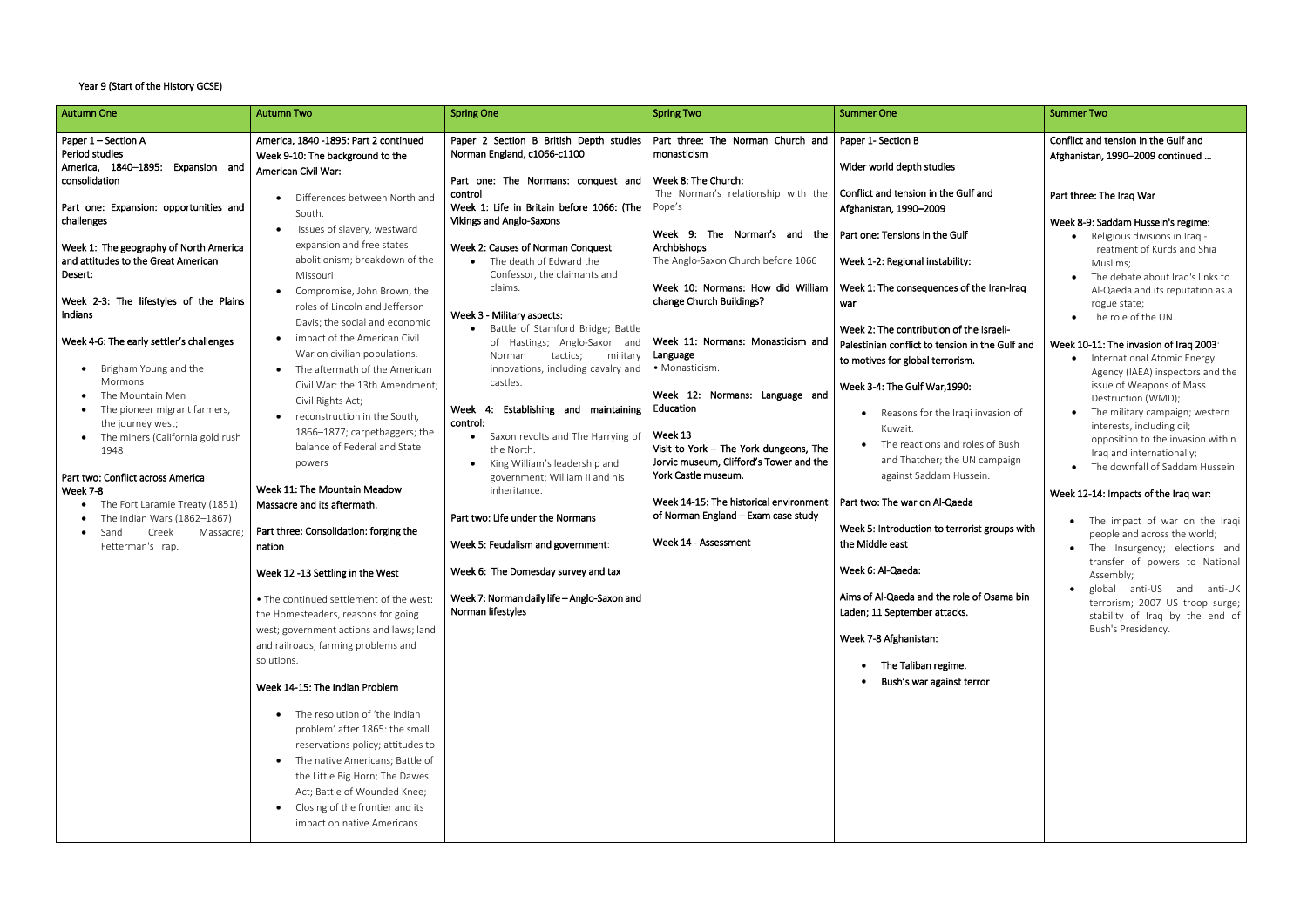Year 9 (Start of the History GCSE)

| Autumn One | Autumn Two | Spring One | Spring Two | Summer One | Summer Two |
| --- | --- | --- | --- | --- | --- |
| **Paper 1 – Section A**<br>**Period studies**<br>**America, 1840–1895: Expansion and consolidation**<br><br>**Part one: Expansion: opportunities and challenges**<br><br>**Week 1: The geography of North America and attitudes to the Great American Desert:**<br><br>**Week 2-3: The lifestyles of the Plains Indians**<br><br>**Week 4-6: The early settler's challenges**<br>• Brigham Young and the Mormons<br>• The Mountain Men<br>• The pioneer migrant farmers, the journey west;<br>• The miners (California gold rush 1948<br><br>**Part two: Conflict across America**<br>**Week 7-8**<br>• The Fort Laramie Treaty (1851)<br>• The Indian Wars (1862–1867)<br>• Sand Creek Massacre; Fetterman's Trap. | **America, 1840 -1895: Part 2 continued**<br>**Week 9-10: The background to the American Civil War:**<br>• Differences between North and South.<br>• Issues of slavery, westward expansion and free states abolitionism; breakdown of the Missouri<br>• Compromise, John Brown, the roles of Lincoln and Jefferson Davis; the social and economic<br>• impact of the American Civil War on civilian populations.<br>• The aftermath of the American Civil War: the 13th Amendment; Civil Rights Act;<br>• reconstruction in the South, 1866–1877; carpetbaggers; the balance of Federal and State powers<br><br>**Week 11: The Mountain Meadow Massacre and its aftermath.**<br><br>**Part three: Consolidation: forging the nation**<br><br>**Week 12 -13 Settling in the West**<br><br>• The continued settlement of the west: the Homesteaders, reasons for going west; government actions and laws; land and railroads; farming problems and solutions.<br><br>**Week 14-15: The Indian Problem**<br>• The resolution of 'the Indian problem' after 1865: the small reservations policy; attitudes to<br>• The native Americans; Battle of the Little Big Horn; The Dawes Act; Battle of Wounded Knee;<br>• Closing of the frontier and its impact on native Americans. | **Paper 2 Section B British Depth studies Norman England, c1066-c1100**<br><br>**Part one: The Normans: conquest and control**<br>**Week 1: Life in Britain before 1066: (The Vikings and Anglo-Saxons**<br><br>**Week 2: Causes of Norman Conquest**.<br>• The death of Edward the Confessor, the claimants and claims.<br><br>**Week 3 - Military aspects:**<br>• Battle of Stamford Bridge; Battle of Hastings; Anglo-Saxon and Norman tactics; military innovations, including cavalry and castles.<br><br>**Week 4: Establishing and maintaining control:**<br>• Saxon revolts and The Harrying of the North.<br>• King William's leadership and government; William II and his inheritance.<br><br>**Part two: Life under the Normans**<br><br>**Week 5: Feudalism and government**:<br><br>**Week 6: The Domesday survey and tax**<br><br>**Week 7: Norman daily life – Anglo-Saxon and Norman lifestyles** | **Part three: The Norman Church and monasticism**<br><br>**Week 8: The Church:**<br>The Norman's relationship with the Pope's<br><br>**Week 9: The Norman's and the Archbishops**<br>The Anglo-Saxon Church before 1066<br><br>**Week 10: Normans: How did William change Church Buildings?**<br><br>**Week 11: Normans: Monasticism and Language**<br>• Monasticism.<br><br>**Week 12: Normans: Language and Education**<br><br>**Week 13**<br>**Visit to York – The York dungeons, The Jorvic museum, Clifford's Tower and the York Castle museum.**<br><br>**Week 14-15: The historical environment of Norman England – Exam case study**<br><br>**Week 14 - Assessment** | **Paper 1- Section B**<br><br>**Wider world depth studies**<br><br>**Conflict and tension in the Gulf and Afghanistan, 1990–2009**<br><br>**Part one: Tensions in the Gulf**<br><br>**Week 1-2: Regional instability:**<br><br>**Week 1: The consequences of the Iran-Iraq war**<br><br>**Week 2: The contribution of the Israeli-Palestinian conflict to tension in the Gulf and to motives for global terrorism.**<br><br>**Week 3-4: The Gulf War,1990:**<br>• Reasons for the Iraqi invasion of Kuwait.<br>• The reactions and roles of Bush and Thatcher; the UN campaign against Saddam Hussein.<br><br>**Part two: The war on Al-Qaeda**<br><br>**Week 5: Introduction to terrorist groups with the Middle east**<br><br>**Week 6: Al-Qaeda:**<br><br>**Aims of Al-Qaeda and the role of Osama bin Laden; 11 September attacks.**<br><br>**Week 7-8 Afghanistan:**<br>• **The Taliban regime.**<br>• **Bush's war against terror** | **Conflict and tension in the Gulf and Afghanistan, 1990–2009 continued …**<br><br>**Part three: The Iraq War**<br><br>**Week 8-9: Saddam Hussein's regime:**<br>• Religious divisions in Iraq - Treatment of Kurds and Shia Muslims;<br>• The debate about Iraq's links to Al-Qaeda and its reputation as a rogue state;<br>• The role of the UN.<br><br>**Week 10-11: The invasion of Iraq 2003**:<br>• International Atomic Energy Agency (IAEA) inspectors and the issue of Weapons of Mass Destruction (WMD);<br>• The military campaign; western interests, including oil; opposition to the invasion within Iraq and internationally;<br>• The downfall of Saddam Hussein.<br><br>**Week 12-14: Impacts of the Iraq war:**<br>• The impact of war on the Iraqi people and across the world;<br>• The Insurgency; elections and transfer of powers to National Assembly;<br>• global anti-US and anti-UK terrorism; 2007 US troop surge; stability of Iraq by the end of Bush's Presidency. |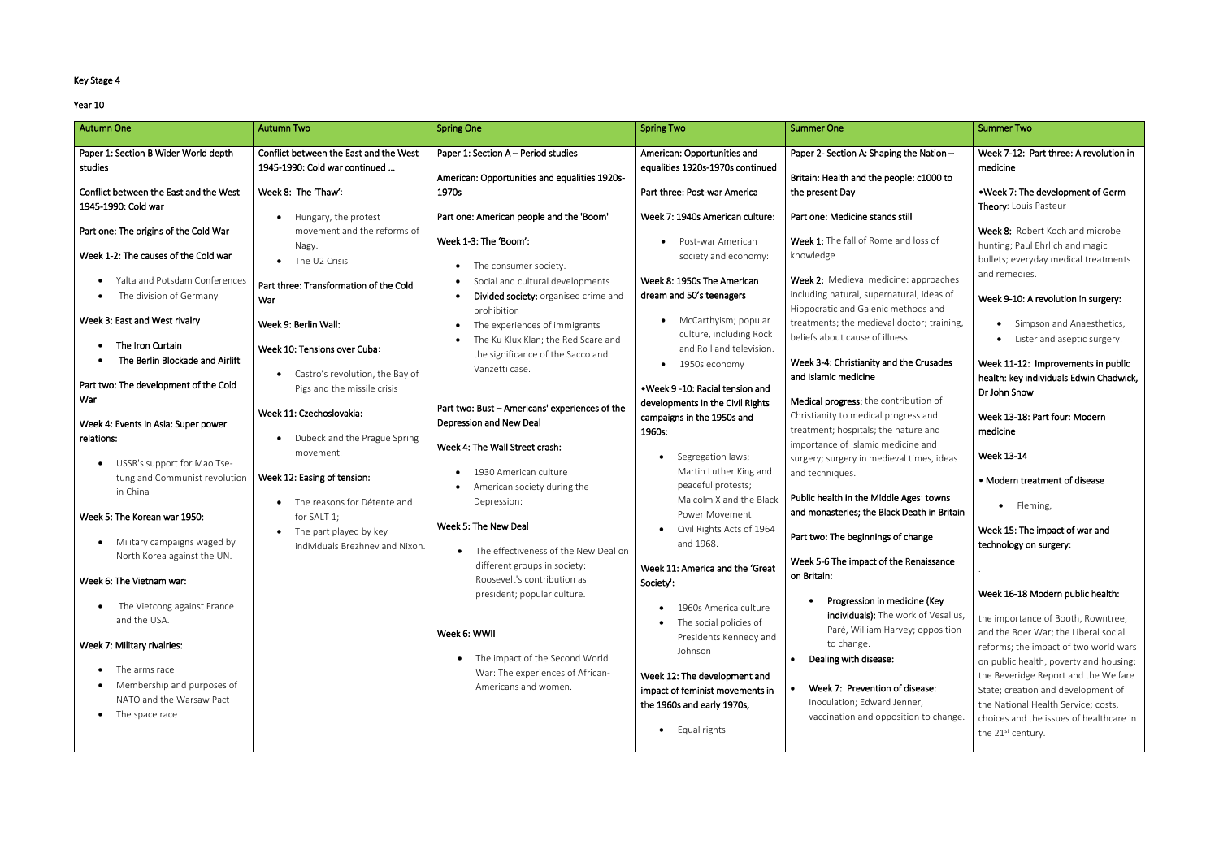Key Stage 4

Year 10

| Autumn One | Autumn Two | Spring One | Spring Two | Summer One | Summer Two |
|---|---|---|---|---|---|
| Paper 1: Section B Wider World depth studies<br><br>Conflict between the East and the West 1945-1990: Cold war<br><br>Part one: The origins of the Cold War<br><br>Week 1-2: The causes of the Cold war<br>• Yalta and Potsdam Conferences<br>• The division of Germany<br><br>Week 3: East and West rivalry<br>• The Iron Curtain<br>• The Berlin Blockade and Airlift<br><br>Part two: The development of the Cold War<br><br>Week 4: Events in Asia: Super power relations:<br>• USSR's support for Mao Tse-tung and Communist revolution in China<br><br>Week 5: The Korean war 1950:<br>• Military campaigns waged by North Korea against the UN.<br><br>Week 6: The Vietnam war:<br>• The Vietcong against France and the USA.<br><br>Week 7: Military rivalries:<br>• The arms race<br>• Membership and purposes of NATO and the Warsaw Pact<br>• The space race | Conflict between the East and the West 1945-1990: Cold war continued …<br><br>Week 8: The 'Thaw':<br>• Hungary, the protest movement and the reforms of Nagy.<br>• The U2 Crisis<br><br>Part three: Transformation of the Cold War<br><br>Week 9: Berlin Wall:<br><br>Week 10: Tensions over Cuba:<br>• Castro's revolution, the Bay of Pigs and the missile crisis<br><br>Week 11: Czechoslovakia:<br>• Dubeck and the Prague Spring movement.<br><br>Week 12: Easing of tension:<br>• The reasons for Détente and for SALT 1;<br>• The part played by key individuals Brezhnev and Nixon. | Paper 1: Section A – Period studies<br><br>American: Opportunities and equalities 1920s-1970s<br><br>Part one: American people and the 'Boom'<br><br>Week 1-3: The 'Boom':<br>• The consumer society.<br>• Social and cultural developments<br>• **Divided society:** organised crime and prohibition<br>• The experiences of immigrants<br>• The Ku Klux Klan; the Red Scare and the significance of the Sacco and Vanzetti case.<br><br>Part two: Bust – Americans' experiences of the Depression and New Deal<br><br>Week 4: The Wall Street crash:<br>• 1930 American culture<br>• American society during the Depression:<br><br>Week 5: The New Deal<br>• The effectiveness of the New Deal on different groups in society: Roosevelt's contribution as president; popular culture.<br><br>Week 6: WWII<br>• The impact of the Second World War: The experiences of African-Americans and women. | American: Opportunities and equalities 1920s-1970s continued<br><br>Part three: Post-war America<br><br>Week 7: 1940s American culture:<br>• Post-war American society and economy:<br><br>Week 8: 1950s The American dream and 50's teenagers<br>• McCarthyism; popular culture, including Rock and Roll and television.<br>• 1950s economy<br><br>•Week 9 -10: Racial tension and developments in the Civil Rights campaigns in the 1950s and 1960s:<br>• Segregation laws; Martin Luther King and peaceful protests; Malcolm X and the Black Power Movement<br>• Civil Rights Acts of 1964 and 1968.<br><br>Week 11: America and the 'Great Society':<br>• 1960s America culture<br>• The social policies of Presidents Kennedy and Johnson<br><br>Week 12: The development and impact of feminist movements in the 1960s and early 1970s,<br>• Equal rights | Paper 2- Section A: Shaping the Nation –<br><br>Britain: Health and the people: c1000 to the present Day<br><br>Part one: Medicine stands still<br><br>**Week 1:** The fall of Rome and loss of knowledge<br><br>**Week 2:** Medieval medicine: approaches including natural, supernatural, ideas of Hippocratic and Galenic methods and treatments; the medieval doctor; training, beliefs about cause of illness.<br><br>Week 3-4: Christianity and the Crusades and Islamic medicine<br><br>**Medical progress:** the contribution of Christianity to medical progress and treatment; hospitals; the nature and importance of Islamic medicine and surgery; surgery in medieval times, ideas and techniques.<br><br>Public health in the Middle Ages: towns and monasteries; the Black Death in Britain<br><br>Part two: The beginnings of change<br><br>Week 5-6 The impact of the Renaissance on Britain:<br>• Progression in medicine (Key **individuals):** The work of Vesalius, Paré, William Harvey; opposition to change.<br>• Dealing with disease:<br>• Week 7: Prevention of disease: Inoculation; Edward Jenner, vaccination and opposition to change. | Week 7-12: Part three: A revolution in medicine<br><br>•Week 7: The development of Germ Theory: Louis Pasteur<br><br>**Week 8:** Robert Koch and microbe hunting; Paul Ehrlich and magic bullets; everyday medical treatments and remedies.<br><br>Week 9-10: A revolution in surgery:<br>• Simpson and Anaesthetics,<br>• Lister and aseptic surgery.<br><br>Week 11-12: Improvements in public health: key individuals Edwin Chadwick, Dr John Snow<br><br>Week 13-18: Part four: Modern medicine<br><br>Week 13-14<br><br>• Modern treatment of disease<br>• Fleming,<br><br>Week 15: The impact of war and technology on surgery:<br><br>.<br><br>Week 16-18 Modern public health:<br><br>the importance of Booth, Rowntree, and the Boer War; the Liberal social reforms; the impact of two world wars on public health, poverty and housing; the Beveridge Report and the Welfare State; creation and development of the National Health Service; costs, choices and the issues of healthcare in the 21st century. |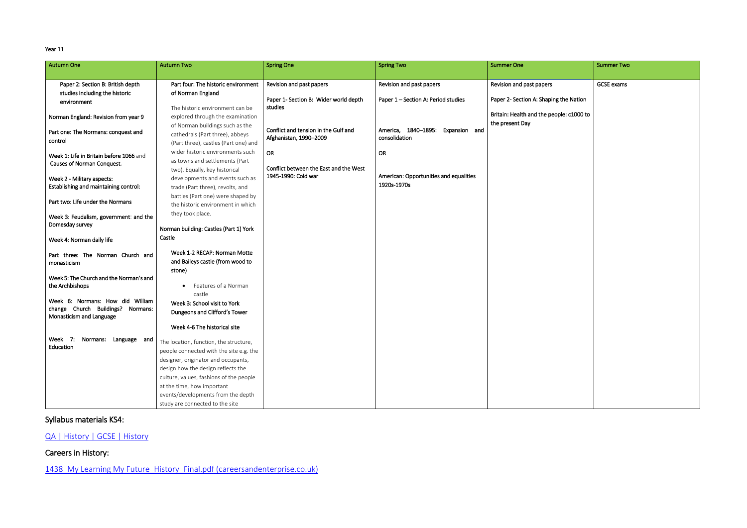Year 11

| Autumn One | Autumn Two | Spring One | Spring Two | Summer One | Summer Two |
|---|---|---|---|---|---|
| Paper 2: Section B: British depth studies including the historic environment<br><br>Norman England: Revision from year 9<br><br>Part one: The Normans: conquest and control<br><br>Week 1: Life in Britain before 1066 and Causes of Norman Conquest,<br><br>Week 2 - Military aspects: Establishing and maintaining control:<br><br>Part two: Life under the Normans<br><br>Week 3: Feudalism, government: and the Domesday survey<br><br>Week 4: Norman daily life<br><br>Part three: The Norman Church and monasticism<br><br>Week 5: The Church and the Norman's and the Archbishops<br><br>Week 6: Normans: How did William change Church Buildings? Normans: Monasticism and Language<br><br>Week 7: Normans: Language and Education | Part four: The historic environment of Norman England<br><br>The historic environment can be explored through the examination of Norman buildings such as the cathedrals (Part three), abbeys (Part three), castles (Part one) and wider historic environments such as towns and settlements (Part two). Equally, key historical developments and events such as trade (Part three), revolts, and battles (Part one) were shaped by the historic environment in which they took place.<br><br>Norman building: Castles (Part 1) York Castle<br><br>Week 1-2 RECAP: Norman Motte and Baileys castle (from wood to stone)<br><br>• Features of a Norman castle<br><br>Week 3: School visit to York Dungeons and Clifford's Tower<br><br>Week 4-6 The historical site<br><br>The location, function, the structure, people connected with the site e.g. the designer, originator and occupants, design how the design reflects the culture, values, fashions of the people at the time, how important events/developments from the depth study are connected to the site | Revision and past papers<br><br>Paper 1- Section B: Wider world depth studies<br><br>Conflict and tension in the Gulf and Afghanistan, 1990–2009<br><br>OR<br><br>Conflict between the East and the West 1945-1990: Cold war | Revision and past papers<br><br>Paper 1 – Section A: Period studies<br><br>America, 1840–1895: Expansion and consolidation<br><br>OR<br><br>American: Opportunities and equalities 1920s-1970s | Revision and past papers<br><br>Paper 2- Section A: Shaping the Nation<br><br>Britain: Health and the people: c1000 to the present Day | GCSE exams |

## Syllabus materials KS4:

[QA | History | GCSE | History]

## Careers in History:

[1438_My Learning My Future_History_Final.pdf (careersandenterprise.co.uk)]